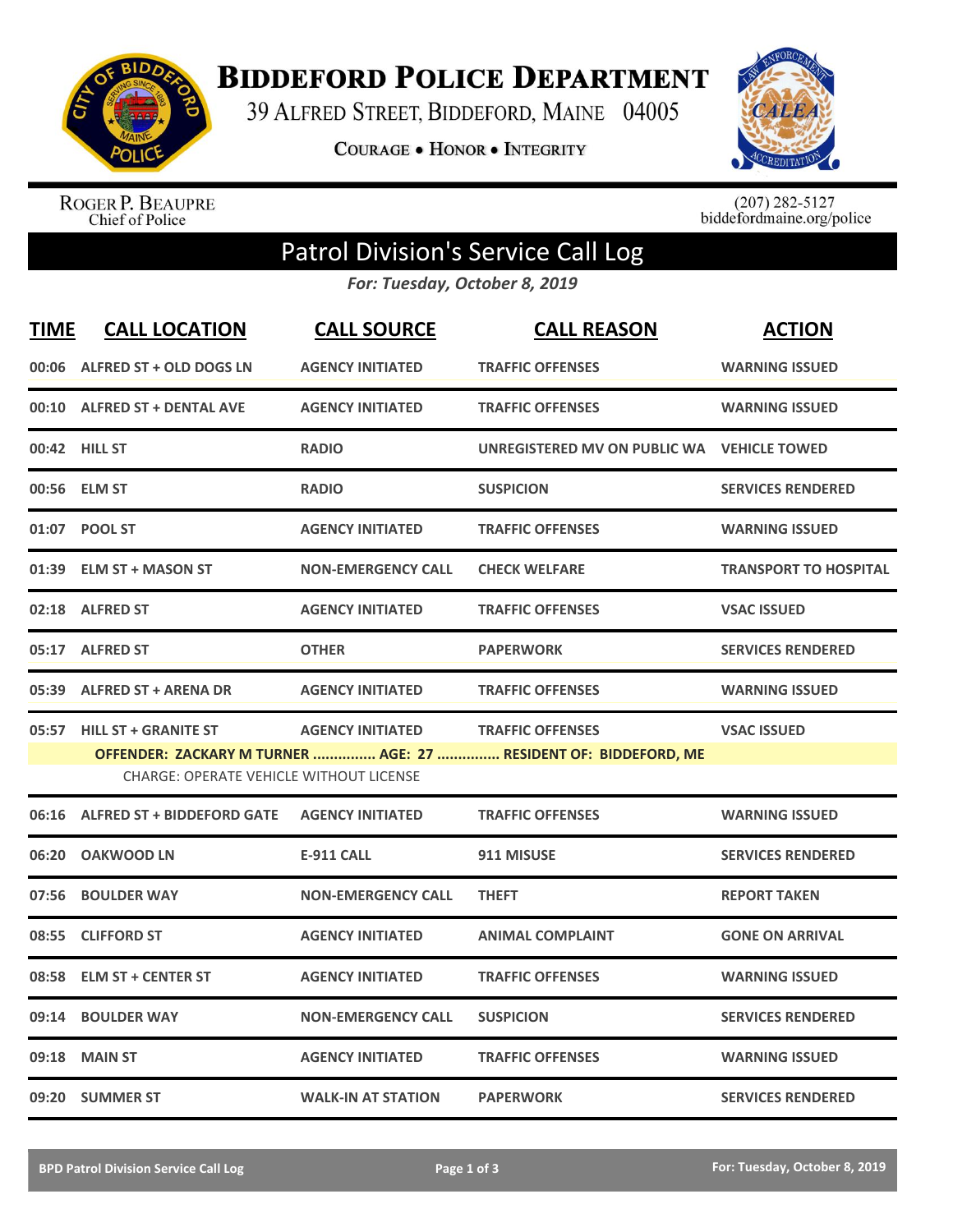# Biddeford Police Department

39 Alfred Street, Biddeford, Maine 04005

Courage • Honor • Integrity

Roger P. Beaupre
Chief of Police

(207) 282-5127
biddefordmaine.org/police

## Patrol Division's Service Call Log

*For: Tuesday, October 8, 2019*

| TIME | CALL LOCATION | CALL SOURCE | CALL REASON | ACTION |
|---|---|---|---|---|
| 00:06 | ALFRED ST + OLD DOGS LN | AGENCY INITIATED | TRAFFIC OFFENSES | WARNING ISSUED |
| 00:10 | ALFRED ST + DENTAL AVE | AGENCY INITIATED | TRAFFIC OFFENSES | WARNING ISSUED |
| 00:42 | HILL ST | RADIO | UNREGISTERED MV ON PUBLIC WA | VEHICLE TOWED |
| 00:56 | ELM ST | RADIO | SUSPICION | SERVICES RENDERED |
| 01:07 | POOL ST | AGENCY INITIATED | TRAFFIC OFFENSES | WARNING ISSUED |
| 01:39 | ELM ST + MASON ST | NON-EMERGENCY CALL | CHECK WELFARE | TRANSPORT TO HOSPITAL |
| 02:18 | ALFRED ST | AGENCY INITIATED | TRAFFIC OFFENSES | VSAC ISSUED |
| 05:17 | ALFRED ST | OTHER | PAPERWORK | SERVICES RENDERED |
| 05:39 | ALFRED ST + ARENA DR | AGENCY INITIATED | TRAFFIC OFFENSES | WARNING ISSUED |
| 05:57 | HILL ST + GRANITE ST | AGENCY INITIATED | TRAFFIC OFFENSES | VSAC ISSUED |
| | OFFENDER: ZACKARY M TURNER ............... AGE: 27 ............... RESIDENT OF: BIDDEFORD, ME | | | |
| | CHARGE: OPERATE VEHICLE WITHOUT LICENSE | | | |
| 06:16 | ALFRED ST + BIDDEFORD GATE | AGENCY INITIATED | TRAFFIC OFFENSES | WARNING ISSUED |
| 06:20 | OAKWOOD LN | E-911 CALL | 911 MISUSE | SERVICES RENDERED |
| 07:56 | BOULDER WAY | NON-EMERGENCY CALL | THEFT | REPORT TAKEN |
| 08:55 | CLIFFORD ST | AGENCY INITIATED | ANIMAL COMPLAINT | GONE ON ARRIVAL |
| 08:58 | ELM ST + CENTER ST | AGENCY INITIATED | TRAFFIC OFFENSES | WARNING ISSUED |
| 09:14 | BOULDER WAY | NON-EMERGENCY CALL | SUSPICION | SERVICES RENDERED |
| 09:18 | MAIN ST | AGENCY INITIATED | TRAFFIC OFFENSES | WARNING ISSUED |
| 09:20 | SUMMER ST | WALK-IN AT STATION | PAPERWORK | SERVICES RENDERED |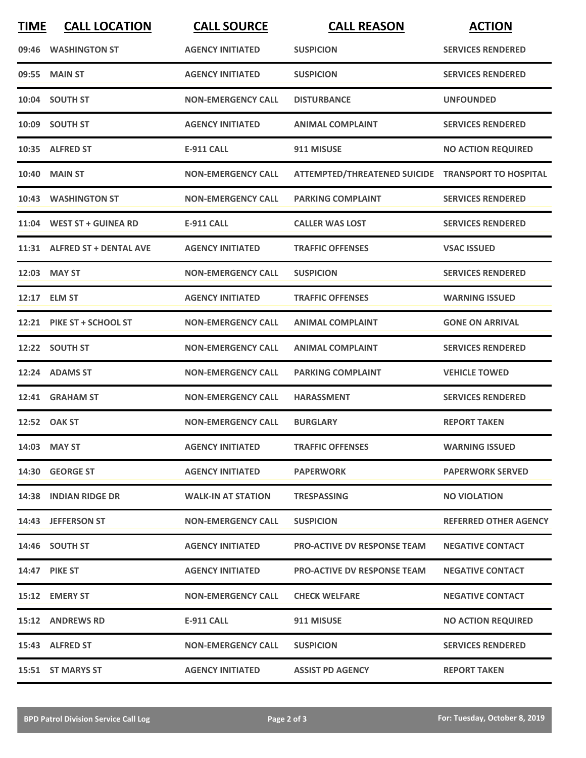| TIME | CALL LOCATION | CALL SOURCE | CALL REASON | ACTION |
|---|---|---|---|---|
| 09:46 | WASHINGTON ST | AGENCY INITIATED | SUSPICION | SERVICES RENDERED |
| 09:55 | MAIN ST | AGENCY INITIATED | SUSPICION | SERVICES RENDERED |
| 10:04 | SOUTH ST | NON-EMERGENCY CALL | DISTURBANCE | UNFOUNDED |
| 10:09 | SOUTH ST | AGENCY INITIATED | ANIMAL COMPLAINT | SERVICES RENDERED |
| 10:35 | ALFRED ST | E-911 CALL | 911 MISUSE | NO ACTION REQUIRED |
| 10:40 | MAIN ST | NON-EMERGENCY CALL | ATTEMPTED/THREATENED SUICIDE | TRANSPORT TO HOSPITAL |
| 10:43 | WASHINGTON ST | NON-EMERGENCY CALL | PARKING COMPLAINT | SERVICES RENDERED |
| 11:04 | WEST ST + GUINEA RD | E-911 CALL | CALLER WAS LOST | SERVICES RENDERED |
| 11:31 | ALFRED ST + DENTAL AVE | AGENCY INITIATED | TRAFFIC OFFENSES | VSAC ISSUED |
| 12:03 | MAY ST | NON-EMERGENCY CALL | SUSPICION | SERVICES RENDERED |
| 12:17 | ELM ST | AGENCY INITIATED | TRAFFIC OFFENSES | WARNING ISSUED |
| 12:21 | PIKE ST + SCHOOL ST | NON-EMERGENCY CALL | ANIMAL COMPLAINT | GONE ON ARRIVAL |
| 12:22 | SOUTH ST | NON-EMERGENCY CALL | ANIMAL COMPLAINT | SERVICES RENDERED |
| 12:24 | ADAMS ST | NON-EMERGENCY CALL | PARKING COMPLAINT | VEHICLE TOWED |
| 12:41 | GRAHAM ST | NON-EMERGENCY CALL | HARASSMENT | SERVICES RENDERED |
| 12:52 | OAK ST | NON-EMERGENCY CALL | BURGLARY | REPORT TAKEN |
| 14:03 | MAY ST | AGENCY INITIATED | TRAFFIC OFFENSES | WARNING ISSUED |
| 14:30 | GEORGE ST | AGENCY INITIATED | PAPERWORK | PAPERWORK SERVED |
| 14:38 | INDIAN RIDGE DR | WALK-IN AT STATION | TRESPASSING | NO VIOLATION |
| 14:43 | JEFFERSON ST | NON-EMERGENCY CALL | SUSPICION | REFERRED OTHER AGENCY |
| 14:46 | SOUTH ST | AGENCY INITIATED | PRO-ACTIVE DV RESPONSE TEAM | NEGATIVE CONTACT |
| 14:47 | PIKE ST | AGENCY INITIATED | PRO-ACTIVE DV RESPONSE TEAM | NEGATIVE CONTACT |
| 15:12 | EMERY ST | NON-EMERGENCY CALL | CHECK WELFARE | NEGATIVE CONTACT |
| 15:12 | ANDREWS RD | E-911 CALL | 911 MISUSE | NO ACTION REQUIRED |
| 15:43 | ALFRED ST | NON-EMERGENCY CALL | SUSPICION | SERVICES RENDERED |
| 15:51 | ST MARYS ST | AGENCY INITIATED | ASSIST PD AGENCY | REPORT TAKEN |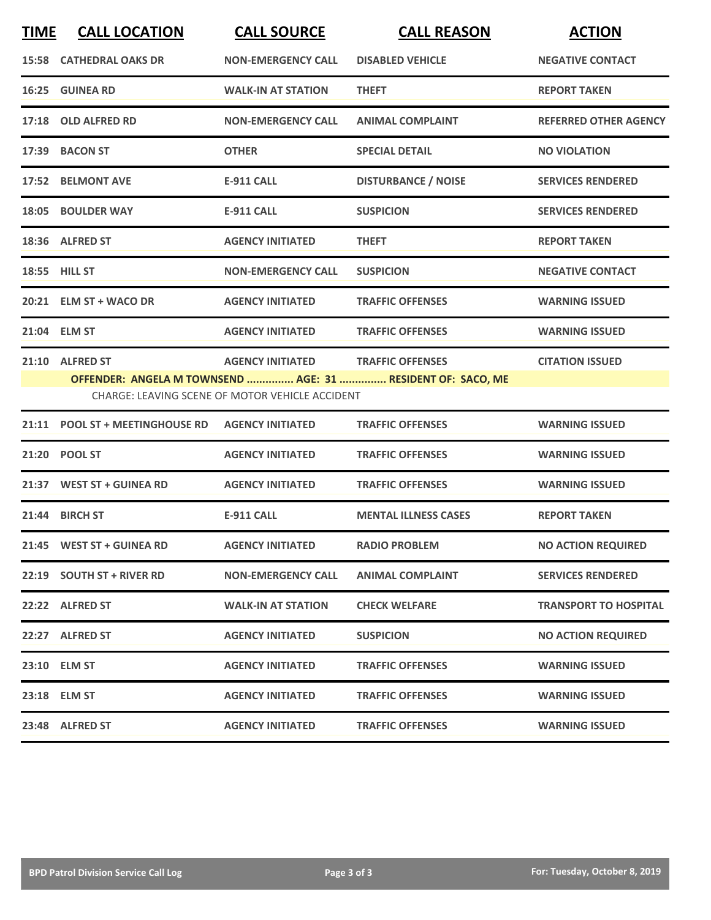| TIME | CALL LOCATION | CALL SOURCE | CALL REASON | ACTION |
|---|---|---|---|---|
| 15:58 | CATHEDRAL OAKS DR | NON-EMERGENCY CALL | DISABLED VEHICLE | NEGATIVE CONTACT |
| 16:25 | GUINEA RD | WALK-IN AT STATION | THEFT | REPORT TAKEN |
| 17:18 | OLD ALFRED RD | NON-EMERGENCY CALL | ANIMAL COMPLAINT | REFERRED OTHER AGENCY |
| 17:39 | BACON ST | OTHER | SPECIAL DETAIL | NO VIOLATION |
| 17:52 | BELMONT AVE | E-911 CALL | DISTURBANCE / NOISE | SERVICES RENDERED |
| 18:05 | BOULDER WAY | E-911 CALL | SUSPICION | SERVICES RENDERED |
| 18:36 | ALFRED ST | AGENCY INITIATED | THEFT | REPORT TAKEN |
| 18:55 | HILL ST | NON-EMERGENCY CALL | SUSPICION | NEGATIVE CONTACT |
| 20:21 | ELM ST + WACO DR | AGENCY INITIATED | TRAFFIC OFFENSES | WARNING ISSUED |
| 21:04 | ELM ST | AGENCY INITIATED | TRAFFIC OFFENSES | WARNING ISSUED |
| 21:10 | ALFRED ST | AGENCY INITIATED | TRAFFIC OFFENSES | CITATION ISSUED |
| | OFFENDER: ANGELA M TOWNSEND ............... AGE: 31 ............... RESIDENT OF: SACO, ME | | | |
| | CHARGE: LEAVING SCENE OF MOTOR VEHICLE ACCIDENT | | | |
| 21:11 | POOL ST + MEETINGHOUSE RD | AGENCY INITIATED | TRAFFIC OFFENSES | WARNING ISSUED |
| 21:20 | POOL ST | AGENCY INITIATED | TRAFFIC OFFENSES | WARNING ISSUED |
| 21:37 | WEST ST + GUINEA RD | AGENCY INITIATED | TRAFFIC OFFENSES | WARNING ISSUED |
| 21:44 | BIRCH ST | E-911 CALL | MENTAL ILLNESS CASES | REPORT TAKEN |
| 21:45 | WEST ST + GUINEA RD | AGENCY INITIATED | RADIO PROBLEM | NO ACTION REQUIRED |
| 22:19 | SOUTH ST + RIVER RD | NON-EMERGENCY CALL | ANIMAL COMPLAINT | SERVICES RENDERED |
| 22:22 | ALFRED ST | WALK-IN AT STATION | CHECK WELFARE | TRANSPORT TO HOSPITAL |
| 22:27 | ALFRED ST | AGENCY INITIATED | SUSPICION | NO ACTION REQUIRED |
| 23:10 | ELM ST | AGENCY INITIATED | TRAFFIC OFFENSES | WARNING ISSUED |
| 23:18 | ELM ST | AGENCY INITIATED | TRAFFIC OFFENSES | WARNING ISSUED |
| 23:48 | ALFRED ST | AGENCY INITIATED | TRAFFIC OFFENSES | WARNING ISSUED |